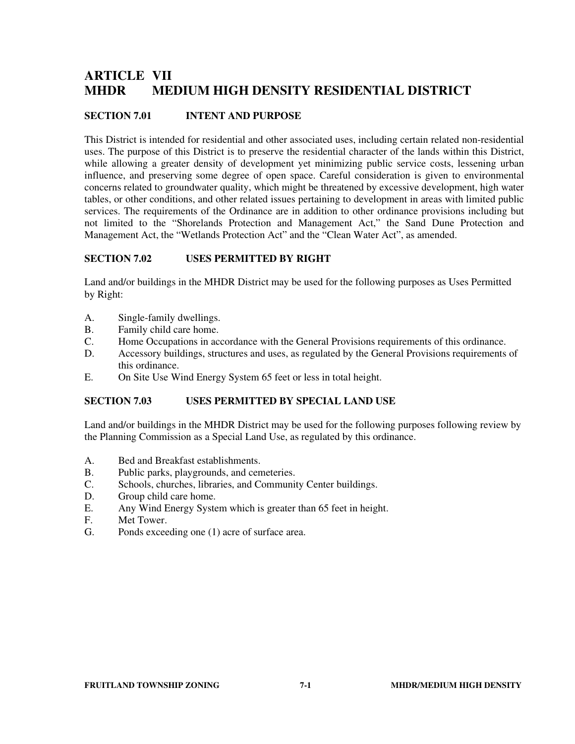# ARTICLE VII
# MHDR MEDIUM HIGH DENSITY RESIDENTIAL DISTRICT

## SECTION 7.01 INTENT AND PURPOSE

This District is intended for residential and other associated uses, including certain related non-residential uses. The purpose of this District is to preserve the residential character of the lands within this District, while allowing a greater density of development yet minimizing public service costs, lessening urban influence, and preserving some degree of open space. Careful consideration is given to environmental concerns related to groundwater quality, which might be threatened by excessive development, high water tables, or other conditions, and other related issues pertaining to development in areas with limited public services. The requirements of the Ordinance are in addition to other ordinance provisions including but not limited to the "Shorelands Protection and Management Act," the Sand Dune Protection and Management Act, the "Wetlands Protection Act" and the "Clean Water Act", as amended.

## SECTION 7.02 USES PERMITTED BY RIGHT

Land and/or buildings in the MHDR District may be used for the following purposes as Uses Permitted by Right:

A. Single-family dwellings.
B. Family child care home.
C. Home Occupations in accordance with the General Provisions requirements of this ordinance.
D. Accessory buildings, structures and uses, as regulated by the General Provisions requirements of this ordinance.
E. On Site Use Wind Energy System 65 feet or less in total height.

## SECTION 7.03 USES PERMITTED BY SPECIAL LAND USE

Land and/or buildings in the MHDR District may be used for the following purposes following review by the Planning Commission as a Special Land Use, as regulated by this ordinance.

A. Bed and Breakfast establishments.
B. Public parks, playgrounds, and cemeteries.
C. Schools, churches, libraries, and Community Center buildings.
D. Group child care home.
E. Any Wind Energy System which is greater than 65 feet in height.
F. Met Tower.
G. Ponds exceeding one (1) acre of surface area.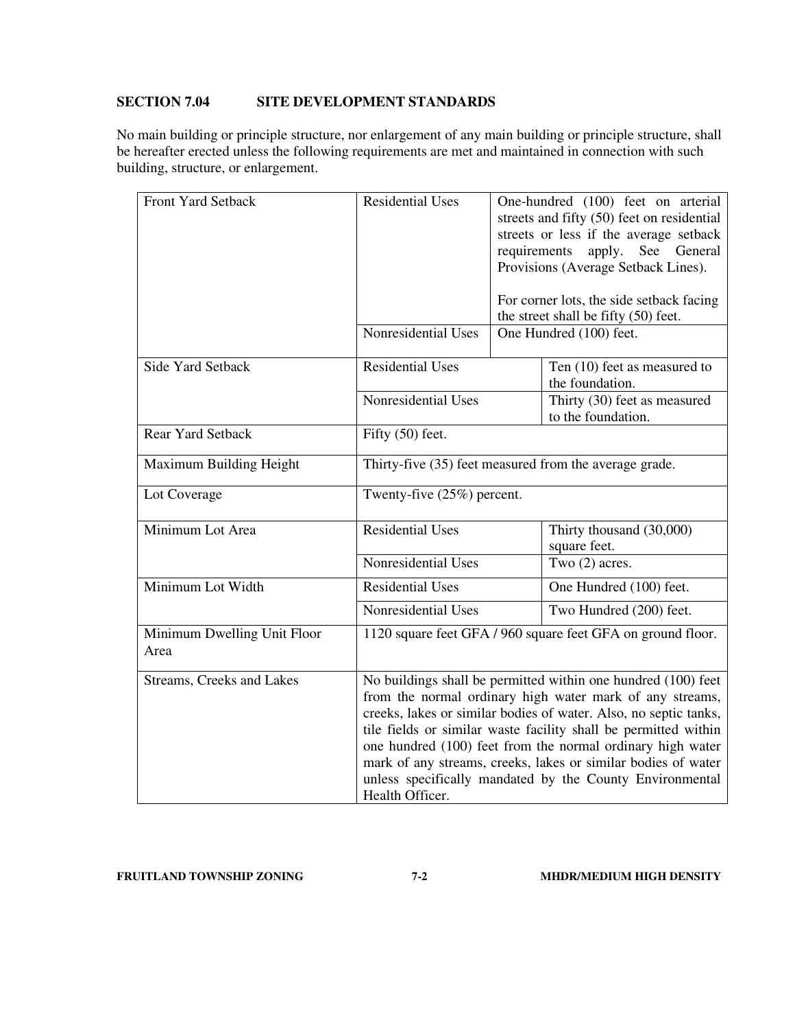**SECTION 7.04 SITE DEVELOPMENT STANDARDS**

No main building or principle structure, nor enlargement of any main building or principle structure, shall be hereafter erected unless the following requirements are met and maintained in connection with such building, structure, or enlargement.

| | | |
|---|---|---|
| Front Yard Setback | Residential Uses | One-hundred (100) feet on arterial streets and fifty (50) feet on residential streets or less if the average setback requirements apply. See General Provisions (Average Setback Lines).<br><br>For corner lots, the side setback facing the street shall be fifty (50) feet. |
| | Nonresidential Uses | One Hundred (100) feet. |
| Side Yard Setback | Residential Uses | Ten (10) feet as measured to the foundation. |
| | Nonresidential Uses | Thirty (30) feet as measured to the foundation. |
| Rear Yard Setback | Fifty (50) feet. | |
| Maximum Building Height | Thirty-five (35) feet measured from the average grade. | |
| Lot Coverage | Twenty-five (25%) percent. | |
| Minimum Lot Area | Residential Uses | Thirty thousand (30,000) square feet. |
| | Nonresidential Uses | Two (2) acres. |
| Minimum Lot Width | Residential Uses | One Hundred (100) feet. |
| | Nonresidential Uses | Two Hundred (200) feet. |
| Minimum Dwelling Unit Floor Area | 1120 square feet GFA / 960 square feet GFA on ground floor. | |
| Streams, Creeks and Lakes | No buildings shall be permitted within one hundred (100) feet from the normal ordinary high water mark of any streams, creeks, lakes or similar bodies of water. Also, no septic tanks, tile fields or similar waste facility shall be permitted within one hundred (100) feet from the normal ordinary high water mark of any streams, creeks, lakes or similar bodies of water unless specifically mandated by the County Environmental Health Officer. | |